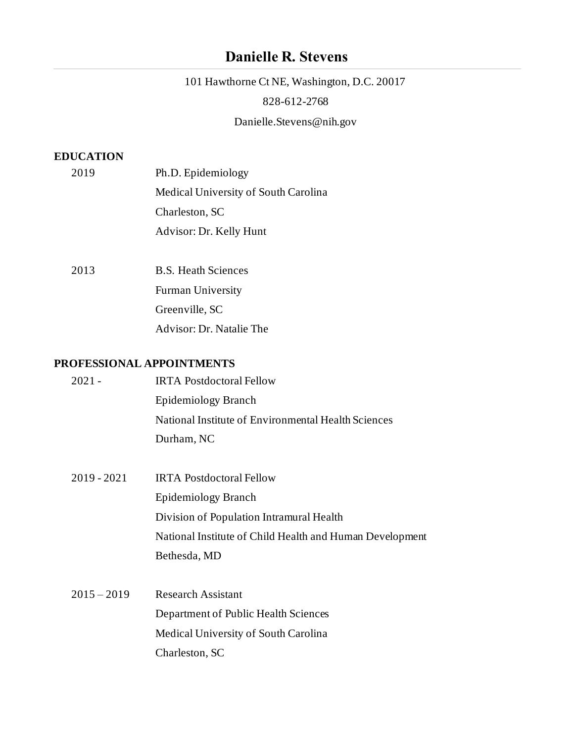# Danielle R. Stevens

101 Hawthorne Ct NE, Washington, D.C. 20017

828-612-2768

Danielle.Stevens@nih.gov

## EDUCATION

2019 — Ph.D. Epidemiology
Medical University of South Carolina
Charleston, SC
Advisor: Dr. Kelly Hunt

2013 — B.S. Heath Sciences
Furman University
Greenville, SC
Advisor: Dr. Natalie The

## PROFESSIONAL APPOINTMENTS

2021 - — IRTA Postdoctoral Fellow
Epidemiology Branch
National Institute of Environmental Health Sciences
Durham, NC

2019 - 2021 — IRTA Postdoctoral Fellow
Epidemiology Branch
Division of Population Intramural Health
National Institute of Child Health and Human Development
Bethesda, MD

2015 – 2019 — Research Assistant
Department of Public Health Sciences
Medical University of South Carolina
Charleston, SC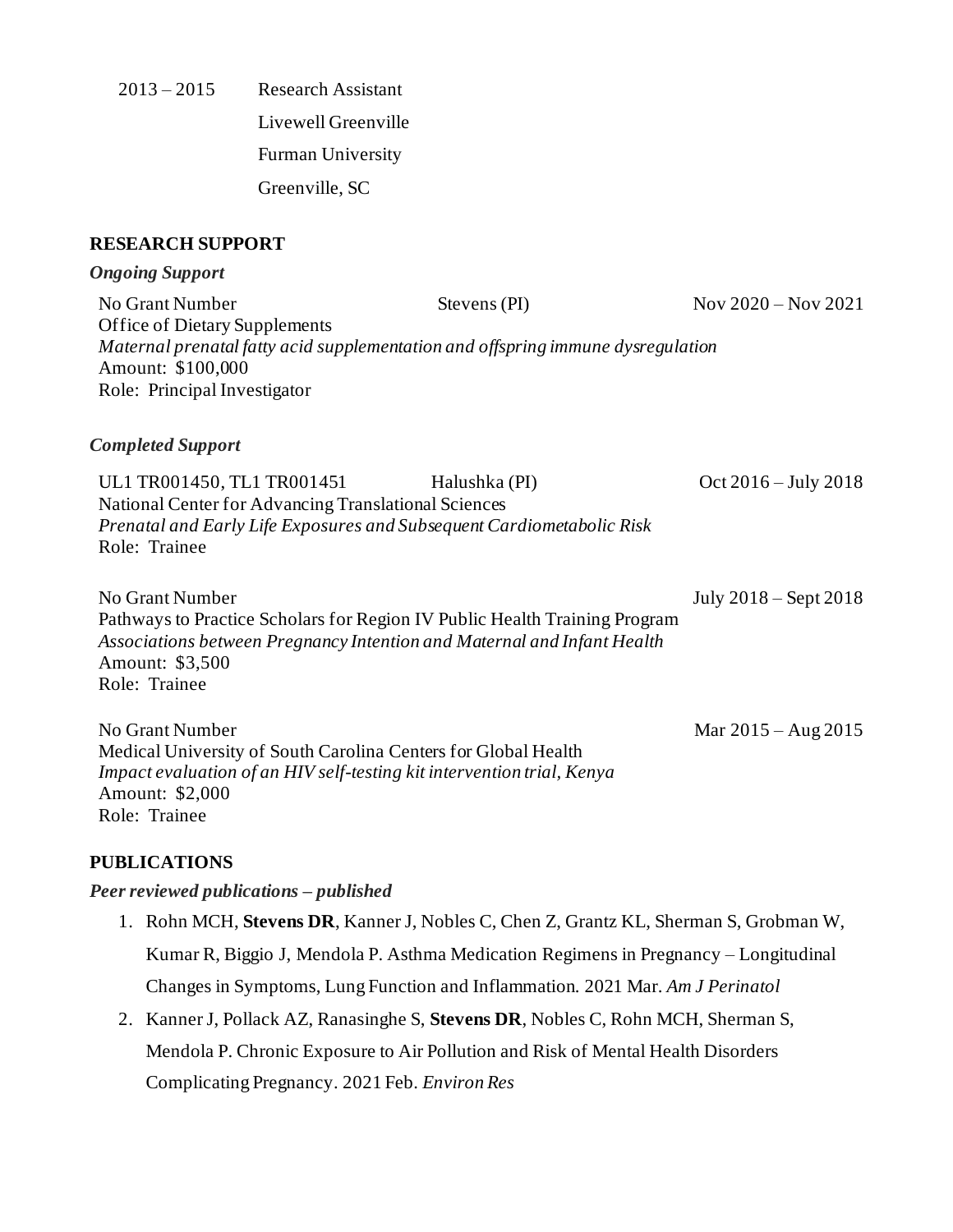2013 – 2015 Research Assistant
Livewell Greenville
Furman University
Greenville, SC

## RESEARCH SUPPORT

### *Ongoing Support*

No Grant Number — Stevens (PI) — Nov 2020 – Nov 2021
Office of Dietary Supplements
*Maternal prenatal fatty acid supplementation and offspring immune dysregulation*
Amount: $100,000
Role: Principal Investigator

### *Completed Support*

UL1 TR001450, TL1 TR001451 — Halushka (PI) — Oct 2016 – July 2018
National Center for Advancing Translational Sciences
*Prenatal and Early Life Exposures and Subsequent Cardiometabolic Risk*
Role: Trainee

No Grant Number — July 2018 – Sept 2018
Pathways to Practice Scholars for Region IV Public Health Training Program
*Associations between Pregnancy Intention and Maternal and Infant Health*
Amount: $3,500
Role: Trainee

No Grant Number — Mar 2015 – Aug 2015
Medical University of South Carolina Centers for Global Health
*Impact evaluation of an HIV self-testing kit intervention trial, Kenya*
Amount: $2,000
Role: Trainee

## PUBLICATIONS

### *Peer reviewed publications – published*

1. Rohn MCH, **Stevens DR**, Kanner J, Nobles C, Chen Z, Grantz KL, Sherman S, Grobman W, Kumar R, Biggio J, Mendola P. Asthma Medication Regimens in Pregnancy – Longitudinal Changes in Symptoms, Lung Function and Inflammation. 2021 Mar. *Am J Perinatol*
2. Kanner J, Pollack AZ, Ranasinghe S, **Stevens DR**, Nobles C, Rohn MCH, Sherman S, Mendola P. Chronic Exposure to Air Pollution and Risk of Mental Health Disorders Complicating Pregnancy. 2021 Feb. *Environ Res*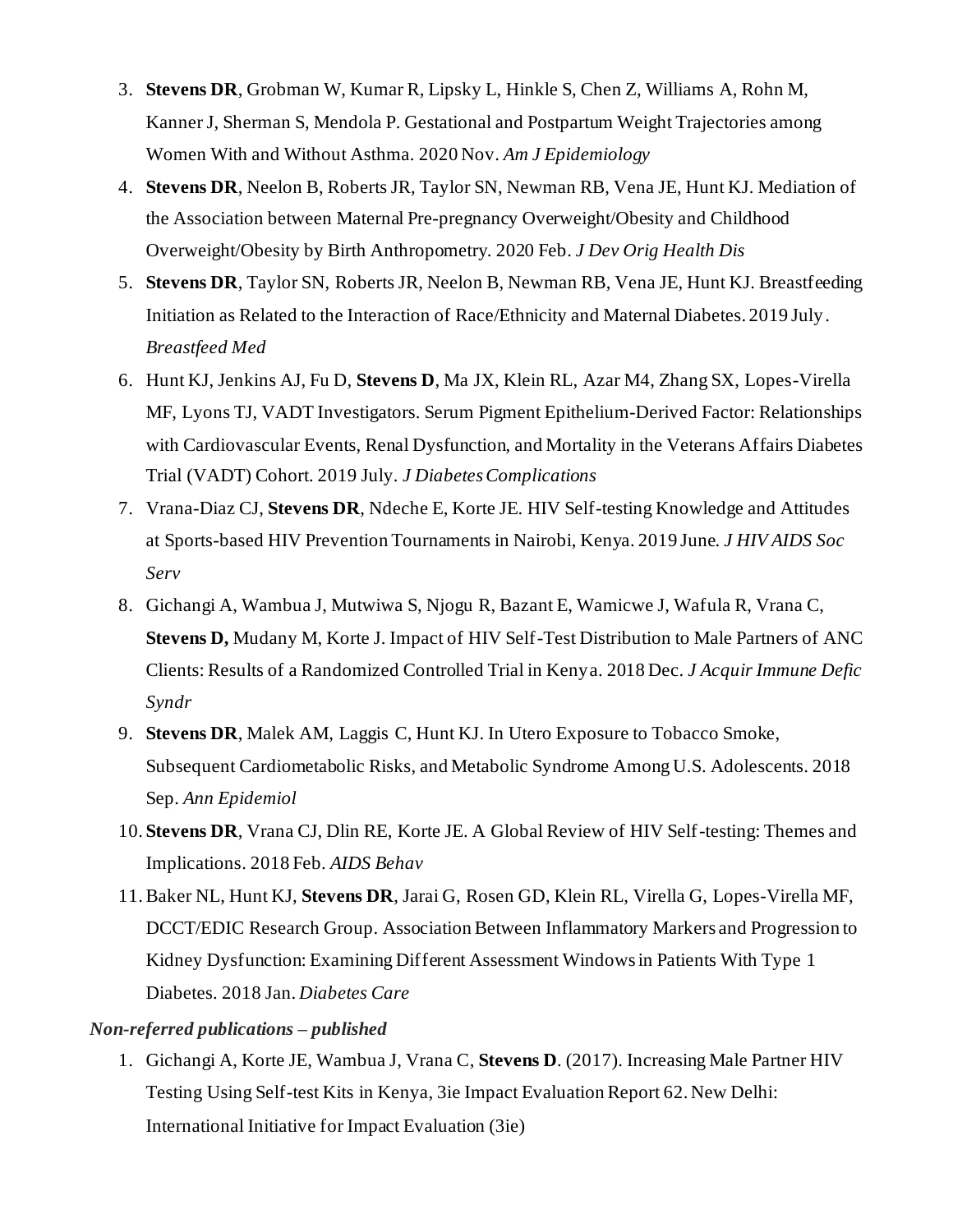3. **Stevens DR**, Grobman W, Kumar R, Lipsky L, Hinkle S, Chen Z, Williams A, Rohn M, Kanner J, Sherman S, Mendola P. Gestational and Postpartum Weight Trajectories among Women With and Without Asthma. 2020 Nov. *Am J Epidemiology*
4. **Stevens DR**, Neelon B, Roberts JR, Taylor SN, Newman RB, Vena JE, Hunt KJ. Mediation of the Association between Maternal Pre-pregnancy Overweight/Obesity and Childhood Overweight/Obesity by Birth Anthropometry. 2020 Feb. *J Dev Orig Health Dis*
5. **Stevens DR**, Taylor SN, Roberts JR, Neelon B, Newman RB, Vena JE, Hunt KJ. Breastfeeding Initiation as Related to the Interaction of Race/Ethnicity and Maternal Diabetes. 2019 July. *Breastfeed Med*
6. Hunt KJ, Jenkins AJ, Fu D, **Stevens D**, Ma JX, Klein RL, Azar M4, Zhang SX, Lopes-Virella MF, Lyons TJ, VADT Investigators. Serum Pigment Epithelium-Derived Factor: Relationships with Cardiovascular Events, Renal Dysfunction, and Mortality in the Veterans Affairs Diabetes Trial (VADT) Cohort. 2019 July. *J Diabetes Complications*
7. Vrana-Diaz CJ, **Stevens DR**, Ndeche E, Korte JE. HIV Self-testing Knowledge and Attitudes at Sports-based HIV Prevention Tournaments in Nairobi, Kenya. 2019 June. *J HIV AIDS Soc Serv*
8. Gichangi A, Wambua J, Mutwiwa S, Njogu R, Bazant E, Wamicwe J, Wafula R, Vrana C, **Stevens D,** Mudany M, Korte J. Impact of HIV Self-Test Distribution to Male Partners of ANC Clients: Results of a Randomized Controlled Trial in Kenya. 2018 Dec. *J Acquir Immune Defic Syndr*
9. **Stevens DR**, Malek AM, Laggis C, Hunt KJ. In Utero Exposure to Tobacco Smoke, Subsequent Cardiometabolic Risks, and Metabolic Syndrome Among U.S. Adolescents. 2018 Sep. *Ann Epidemiol*
10. **Stevens DR**, Vrana CJ, Dlin RE, Korte JE. A Global Review of HIV Self-testing: Themes and Implications. 2018 Feb. *AIDS Behav*
11. Baker NL, Hunt KJ, **Stevens DR**, Jarai G, Rosen GD, Klein RL, Virella G, Lopes-Virella MF, DCCT/EDIC Research Group. Association Between Inflammatory Markers and Progression to Kidney Dysfunction: Examining Different Assessment Windows in Patients With Type 1 Diabetes. 2018 Jan. *Diabetes Care*

***Non-referred publications – published***

1. Gichangi A, Korte JE, Wambua J, Vrana C, **Stevens D**. (2017). Increasing Male Partner HIV Testing Using Self-test Kits in Kenya, 3ie Impact Evaluation Report 62. New Delhi: International Initiative for Impact Evaluation (3ie)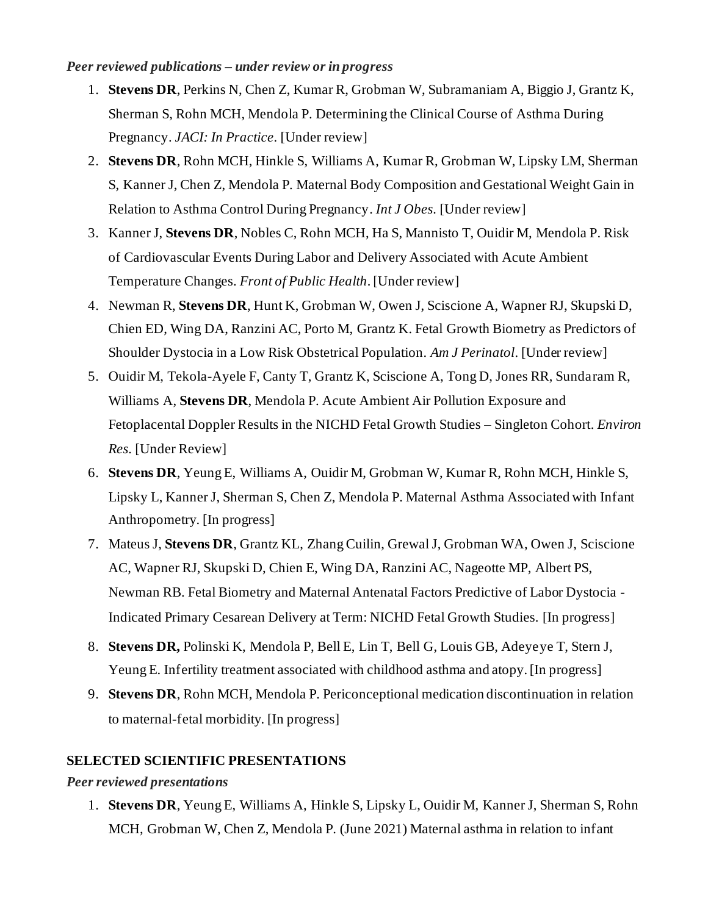***Peer reviewed publications – under review or in progress***

1. **Stevens DR**, Perkins N, Chen Z, Kumar R, Grobman W, Subramaniam A, Biggio J, Grantz K, Sherman S, Rohn MCH, Mendola P. Determining the Clinical Course of Asthma During Pregnancy. *JACI: In Practice*. [Under review]
2. **Stevens DR**, Rohn MCH, Hinkle S, Williams A, Kumar R, Grobman W, Lipsky LM, Sherman S, Kanner J, Chen Z, Mendola P. Maternal Body Composition and Gestational Weight Gain in Relation to Asthma Control During Pregnancy. *Int J Obes.* [Under review]
3. Kanner J, **Stevens DR**, Nobles C, Rohn MCH, Ha S, Mannisto T, Ouidir M, Mendola P. Risk of Cardiovascular Events During Labor and Delivery Associated with Acute Ambient Temperature Changes. *Front of Public Health*. [Under review]
4. Newman R, **Stevens DR**, Hunt K, Grobman W, Owen J, Sciscione A, Wapner RJ, Skupski D, Chien ED, Wing DA, Ranzini AC, Porto M, Grantz K. Fetal Growth Biometry as Predictors of Shoulder Dystocia in a Low Risk Obstetrical Population. *Am J Perinatol*. [Under review]
5. Ouidir M, Tekola-Ayele F, Canty T, Grantz K, Sciscione A, Tong D, Jones RR, Sundaram R, Williams A, **Stevens DR**, Mendola P. Acute Ambient Air Pollution Exposure and Fetoplacental Doppler Results in the NICHD Fetal Growth Studies – Singleton Cohort. *Environ Res*. [Under Review]
6. **Stevens DR**, Yeung E, Williams A, Ouidir M, Grobman W, Kumar R, Rohn MCH, Hinkle S, Lipsky L, Kanner J, Sherman S, Chen Z, Mendola P. Maternal Asthma Associated with Infant Anthropometry. [In progress]
7. Mateus J, **Stevens DR**, Grantz KL, Zhang Cuilin, Grewal J, Grobman WA, Owen J, Sciscione AC, Wapner RJ, Skupski D, Chien E, Wing DA, Ranzini AC, Nageotte MP, Albert PS, Newman RB. Fetal Biometry and Maternal Antenatal Factors Predictive of Labor Dystocia - Indicated Primary Cesarean Delivery at Term: NICHD Fetal Growth Studies. [In progress]
8. **Stevens DR,** Polinski K, Mendola P, Bell E, Lin T, Bell G, Louis GB, Adeyeye T, Stern J, Yeung E. Infertility treatment associated with childhood asthma and atopy. [In progress]
9. **Stevens DR**, Rohn MCH, Mendola P. Periconceptional medication discontinuation in relation to maternal-fetal morbidity. [In progress]

**SELECTED SCIENTIFIC PRESENTATIONS**

***Peer reviewed presentations***

1. **Stevens DR**, Yeung E, Williams A, Hinkle S, Lipsky L, Ouidir M, Kanner J, Sherman S, Rohn MCH, Grobman W, Chen Z, Mendola P. (June 2021) Maternal asthma in relation to infant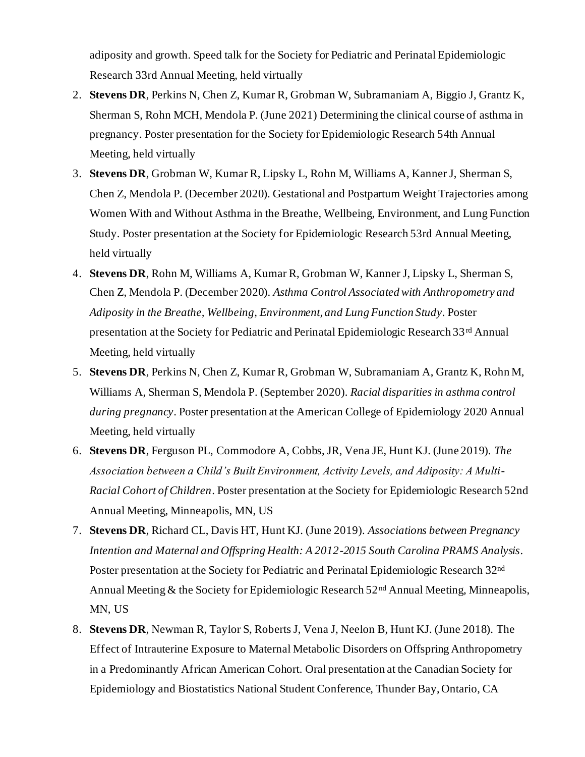adiposity and growth. Speed talk for the Society for Pediatric and Perinatal Epidemiologic Research 33rd Annual Meeting, held virtually

2. **Stevens DR**, Perkins N, Chen Z, Kumar R, Grobman W, Subramaniam A, Biggio J, Grantz K, Sherman S, Rohn MCH, Mendola P. (June 2021) Determining the clinical course of asthma in pregnancy. Poster presentation for the Society for Epidemiologic Research 54th Annual Meeting, held virtually
3. **Stevens DR**, Grobman W, Kumar R, Lipsky L, Rohn M, Williams A, Kanner J, Sherman S, Chen Z, Mendola P. (December 2020). Gestational and Postpartum Weight Trajectories among Women With and Without Asthma in the Breathe, Wellbeing, Environment, and Lung Function Study. Poster presentation at the Society for Epidemiologic Research 53rd Annual Meeting, held virtually
4. **Stevens DR**, Rohn M, Williams A, Kumar R, Grobman W, Kanner J, Lipsky L, Sherman S, Chen Z, Mendola P. (December 2020). *Asthma Control Associated with Anthropometry and Adiposity in the Breathe, Wellbeing, Environment, and Lung Function Study*. Poster presentation at the Society for Pediatric and Perinatal Epidemiologic Research 33rd Annual Meeting, held virtually
5. **Stevens DR**, Perkins N, Chen Z, Kumar R, Grobman W, Subramaniam A, Grantz K, Rohn M, Williams A, Sherman S, Mendola P. (September 2020). *Racial disparities in asthma control during pregnancy*. Poster presentation at the American College of Epidemiology 2020 Annual Meeting, held virtually
6. **Stevens DR**, Ferguson PL, Commodore A, Cobbs, JR, Vena JE, Hunt KJ. (June 2019). *The Association between a Child's Built Environment, Activity Levels, and Adiposity: A Multi-Racial Cohort of Children*. Poster presentation at the Society for Epidemiologic Research 52nd Annual Meeting, Minneapolis, MN, US
7. **Stevens DR**, Richard CL, Davis HT, Hunt KJ. (June 2019). *Associations between Pregnancy Intention and Maternal and Offspring Health: A 2012-2015 South Carolina PRAMS Analysis*. Poster presentation at the Society for Pediatric and Perinatal Epidemiologic Research 32nd Annual Meeting & the Society for Epidemiologic Research 52nd Annual Meeting, Minneapolis, MN, US
8. **Stevens DR**, Newman R, Taylor S, Roberts J, Vena J, Neelon B, Hunt KJ. (June 2018). The Effect of Intrauterine Exposure to Maternal Metabolic Disorders on Offspring Anthropometry in a Predominantly African American Cohort. Oral presentation at the Canadian Society for Epidemiology and Biostatistics National Student Conference, Thunder Bay, Ontario, CA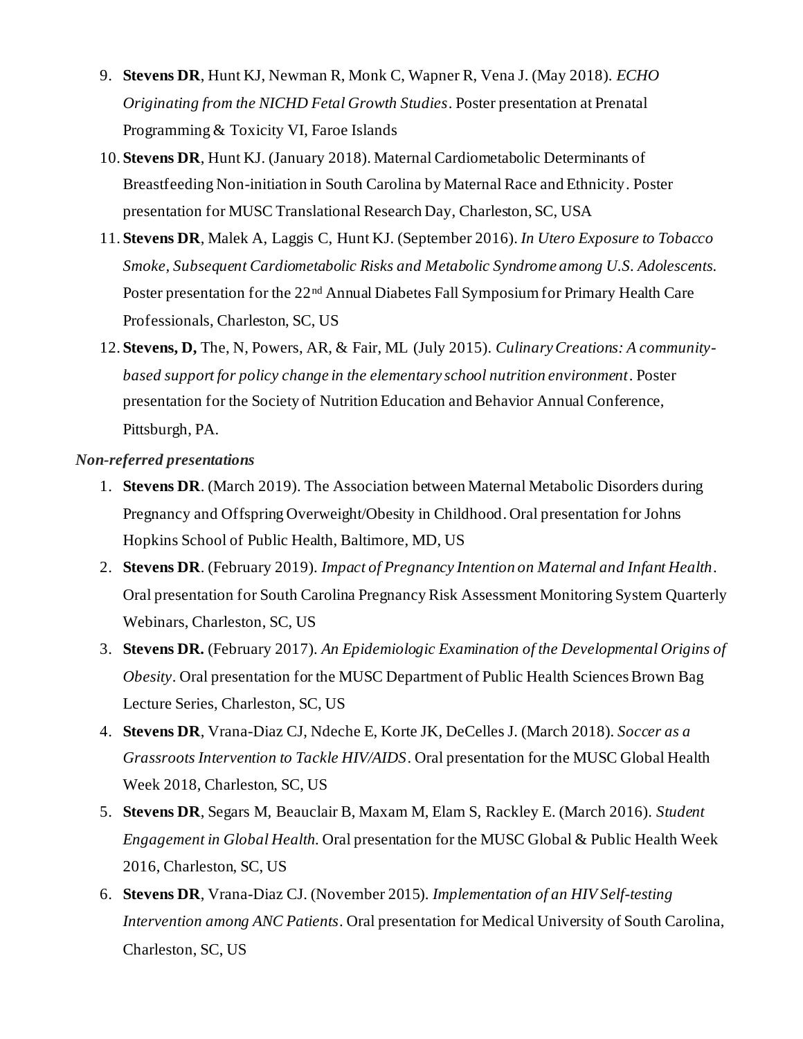9. **Stevens DR**, Hunt KJ, Newman R, Monk C, Wapner R, Vena J. (May 2018). *ECHO Originating from the NICHD Fetal Growth Studies*. Poster presentation at Prenatal Programming & Toxicity VI, Faroe Islands
10. **Stevens DR**, Hunt KJ. (January 2018). Maternal Cardiometabolic Determinants of Breastfeeding Non-initiation in South Carolina by Maternal Race and Ethnicity. Poster presentation for MUSC Translational Research Day, Charleston, SC, USA
11. **Stevens DR**, Malek A, Laggis C, Hunt KJ. (September 2016). *In Utero Exposure to Tobacco Smoke, Subsequent Cardiometabolic Risks and Metabolic Syndrome among U.S. Adolescents.* Poster presentation for the 22nd Annual Diabetes Fall Symposium for Primary Health Care Professionals, Charleston, SC, US
12. **Stevens, D,** The, N, Powers, AR, & Fair, ML (July 2015). *Culinary Creations: A community-based support for policy change in the elementary school nutrition environment*. Poster presentation for the Society of Nutrition Education and Behavior Annual Conference, Pittsburgh, PA.

***Non-referred presentations***

1. **Stevens DR**. (March 2019). The Association between Maternal Metabolic Disorders during Pregnancy and Offspring Overweight/Obesity in Childhood. Oral presentation for Johns Hopkins School of Public Health, Baltimore, MD, US
2. **Stevens DR**. (February 2019). *Impact of Pregnancy Intention on Maternal and Infant Health*. Oral presentation for South Carolina Pregnancy Risk Assessment Monitoring System Quarterly Webinars, Charleston, SC, US
3. **Stevens DR.** (February 2017). *An Epidemiologic Examination of the Developmental Origins of Obesity*. Oral presentation for the MUSC Department of Public Health Sciences Brown Bag Lecture Series, Charleston, SC, US
4. **Stevens DR**, Vrana-Diaz CJ, Ndeche E, Korte JK, DeCelles J. (March 2018). *Soccer as a Grassroots Intervention to Tackle HIV/AIDS*. Oral presentation for the MUSC Global Health Week 2018, Charleston, SC, US
5. **Stevens DR**, Segars M, Beauclair B, Maxam M, Elam S, Rackley E. (March 2016). *Student Engagement in Global Health.* Oral presentation for the MUSC Global & Public Health Week 2016, Charleston, SC, US
6. **Stevens DR**, Vrana-Diaz CJ. (November 2015). *Implementation of an HIV Self-testing Intervention among ANC Patients*. Oral presentation for Medical University of South Carolina, Charleston, SC, US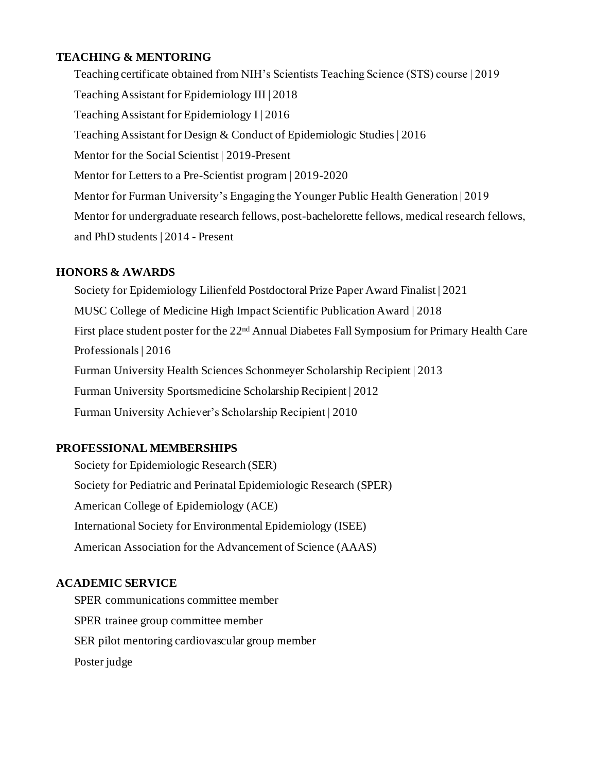**TEACHING & MENTORING**

Teaching certificate obtained from NIH's Scientists Teaching Science (STS) course | 2019

Teaching Assistant for Epidemiology III | 2018

Teaching Assistant for Epidemiology I | 2016

Teaching Assistant for Design & Conduct of Epidemiologic Studies | 2016

Mentor for the Social Scientist | 2019-Present

Mentor for Letters to a Pre-Scientist program | 2019-2020

Mentor for Furman University's Engaging the Younger Public Health Generation | 2019

Mentor for undergraduate research fellows, post-bachelorette fellows, medical research fellows, and PhD students | 2014 - Present

**HONORS & AWARDS**

Society for Epidemiology Lilienfeld Postdoctoral Prize Paper Award Finalist | 2021

MUSC College of Medicine High Impact Scientific Publication Award | 2018

First place student poster for the 22nd Annual Diabetes Fall Symposium for Primary Health Care Professionals | 2016

Furman University Health Sciences Schonmeyer Scholarship Recipient | 2013

Furman University Sportsmedicine Scholarship Recipient | 2012

Furman University Achiever's Scholarship Recipient | 2010

**PROFESSIONAL MEMBERSHIPS**

Society for Epidemiologic Research (SER)

Society for Pediatric and Perinatal Epidemiologic Research (SPER)

American College of Epidemiology (ACE)

International Society for Environmental Epidemiology (ISEE)

American Association for the Advancement of Science (AAAS)

**ACADEMIC SERVICE**

SPER communications committee member

SPER trainee group committee member

SER pilot mentoring cardiovascular group member

Poster judge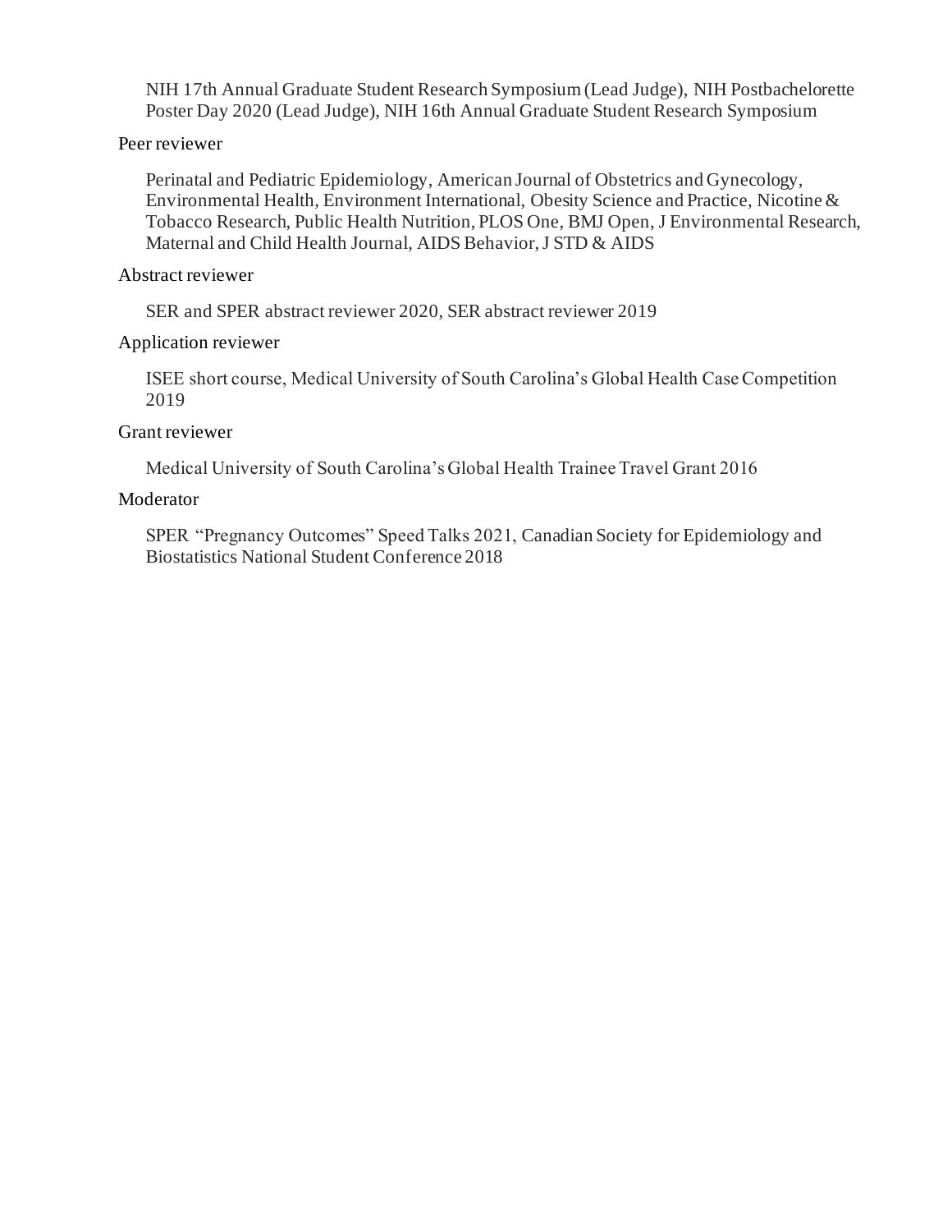NIH 17th Annual Graduate Student Research Symposium (Lead Judge), NIH Postbachelorette Poster Day 2020 (Lead Judge), NIH 16th Annual Graduate Student Research Symposium

Peer reviewer

Perinatal and Pediatric Epidemiology, American Journal of Obstetrics and Gynecology, Environmental Health, Environment International, Obesity Science and Practice, Nicotine & Tobacco Research, Public Health Nutrition, PLOS One, BMJ Open, J Environmental Research, Maternal and Child Health Journal, AIDS Behavior, J STD & AIDS

Abstract reviewer

SER and SPER abstract reviewer 2020, SER abstract reviewer 2019

Application reviewer

ISEE short course, Medical University of South Carolina's Global Health Case Competition 2019

Grant reviewer

Medical University of South Carolina's Global Health Trainee Travel Grant 2016

Moderator

SPER "Pregnancy Outcomes" Speed Talks 2021, Canadian Society for Epidemiology and Biostatistics National Student Conference 2018